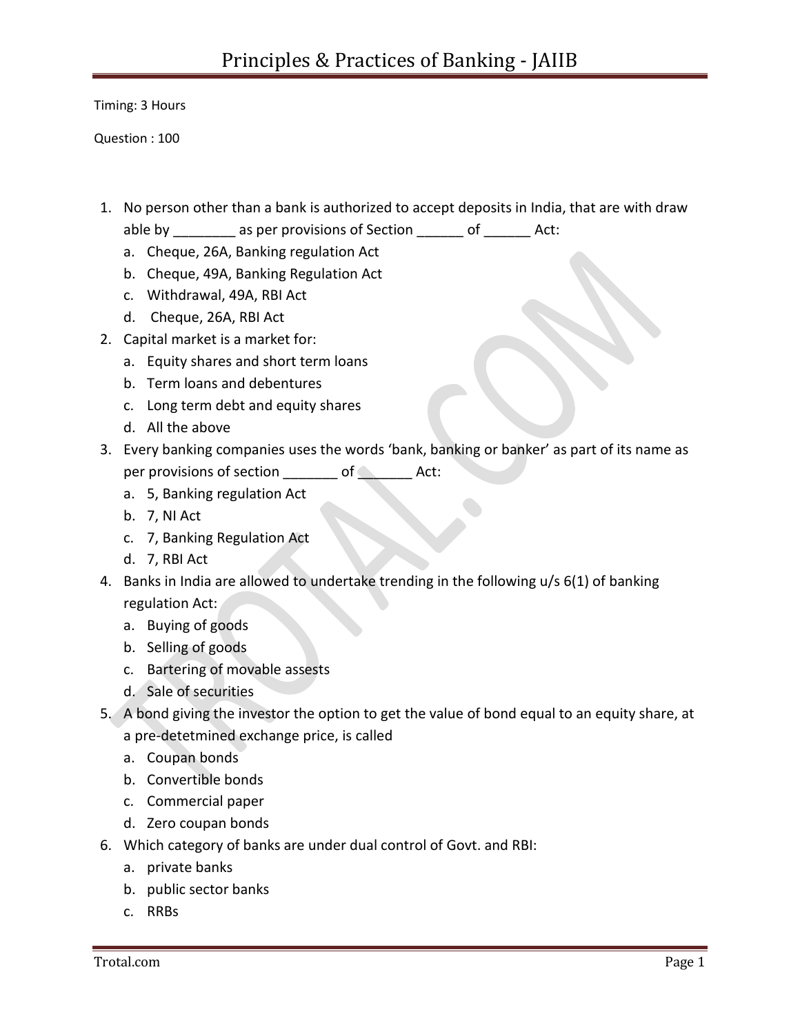# Principles & Practices of Banking - JAIIB

Timing: 3 Hours

Question : 100

1. No person other than a bank is authorized to accept deposits in India, that are with draw able by ________ as per provisions of Section ______ of ______ Act:
   a. Cheque, 26A, Banking regulation Act
   b. Cheque, 49A, Banking Regulation Act
   c. Withdrawal, 49A, RBI Act
   d. Cheque, 26A, RBI Act
2. Capital market is a market for:
   a. Equity shares and short term loans
   b. Term loans and debentures
   c. Long term debt and equity shares
   d. All the above
3. Every banking companies uses the words 'bank, banking or banker' as part of its name as per provisions of section _______ of _______ Act:
   a. 5, Banking regulation Act
   b. 7, NI Act
   c. 7, Banking Regulation Act
   d. 7, RBI Act
4. Banks in India are allowed to undertake trending in the following u/s 6(1) of banking regulation Act:
   a. Buying of goods
   b. Selling of goods
   c. Bartering of movable assests
   d. Sale of securities
5. A bond giving the investor the option to get the value of bond equal to an equity share, at a pre-detetmined exchange price, is called
   a. Coupan bonds
   b. Convertible bonds
   c. Commercial paper
   d. Zero coupan bonds
6. Which category of banks are under dual control of Govt. and RBI:
   a. private banks
   b. public sector banks
   c. RRBs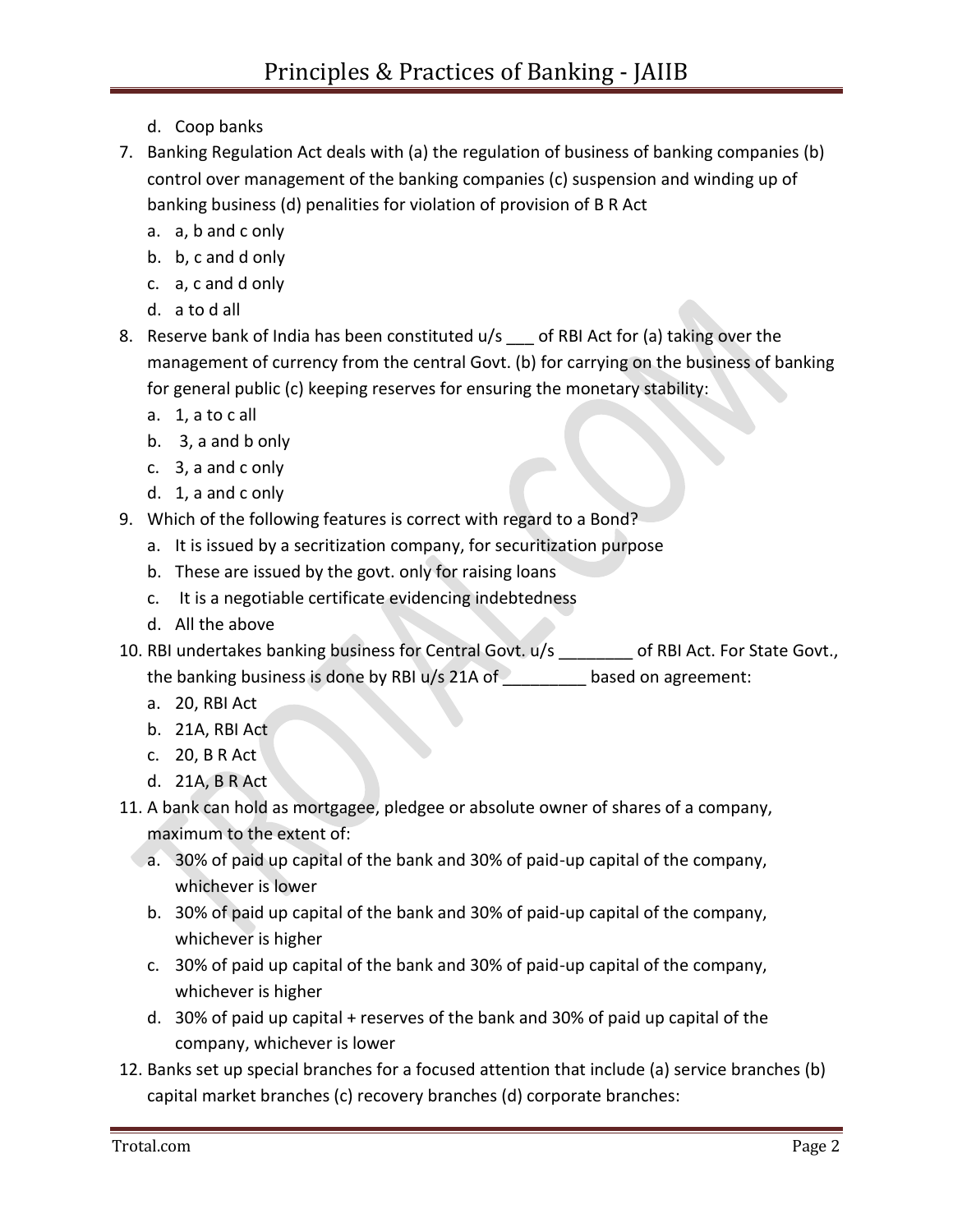d. Coop banks

7. Banking Regulation Act deals with (a) the regulation of business of banking companies (b) control over management of the banking companies (c) suspension and winding up of banking business (d) penalities for violation of provision of B R Act
   a. a, b and c only
   b. b, c and d only
   c. a, c and d only
   d. a to d all
8. Reserve bank of India has been constituted u/s ___ of RBI Act for (a) taking over the management of currency from the central Govt. (b) for carrying on the business of banking for general public (c) keeping reserves for ensuring the monetary stability:
   a. 1, a to c all
   b. 3, a and b only
   c. 3, a and c only
   d. 1, a and c only
9. Which of the following features is correct with regard to a Bond?
   a. It is issued by a secritization company, for securitization purpose
   b. These are issued by the govt. only for raising loans
   c. It is a negotiable certificate evidencing indebtedness
   d. All the above
10. RBI undertakes banking business for Central Govt. u/s ________ of RBI Act. For State Govt., the banking business is done by RBI u/s 21A of _________ based on agreement:
    a. 20, RBI Act
    b. 21A, RBI Act
    c. 20, B R Act
    d. 21A, B R Act
11. A bank can hold as mortgagee, pledgee or absolute owner of shares of a company, maximum to the extent of:
    a. 30% of paid up capital of the bank and 30% of paid-up capital of the company, whichever is lower
    b. 30% of paid up capital of the bank and 30% of paid-up capital of the company, whichever is higher
    c. 30% of paid up capital of the bank and 30% of paid-up capital of the company, whichever is higher
    d. 30% of paid up capital + reserves of the bank and 30% of paid up capital of the company, whichever is lower
12. Banks set up special branches for a focused attention that include (a) service branches (b) capital market branches (c) recovery branches (d) corporate branches: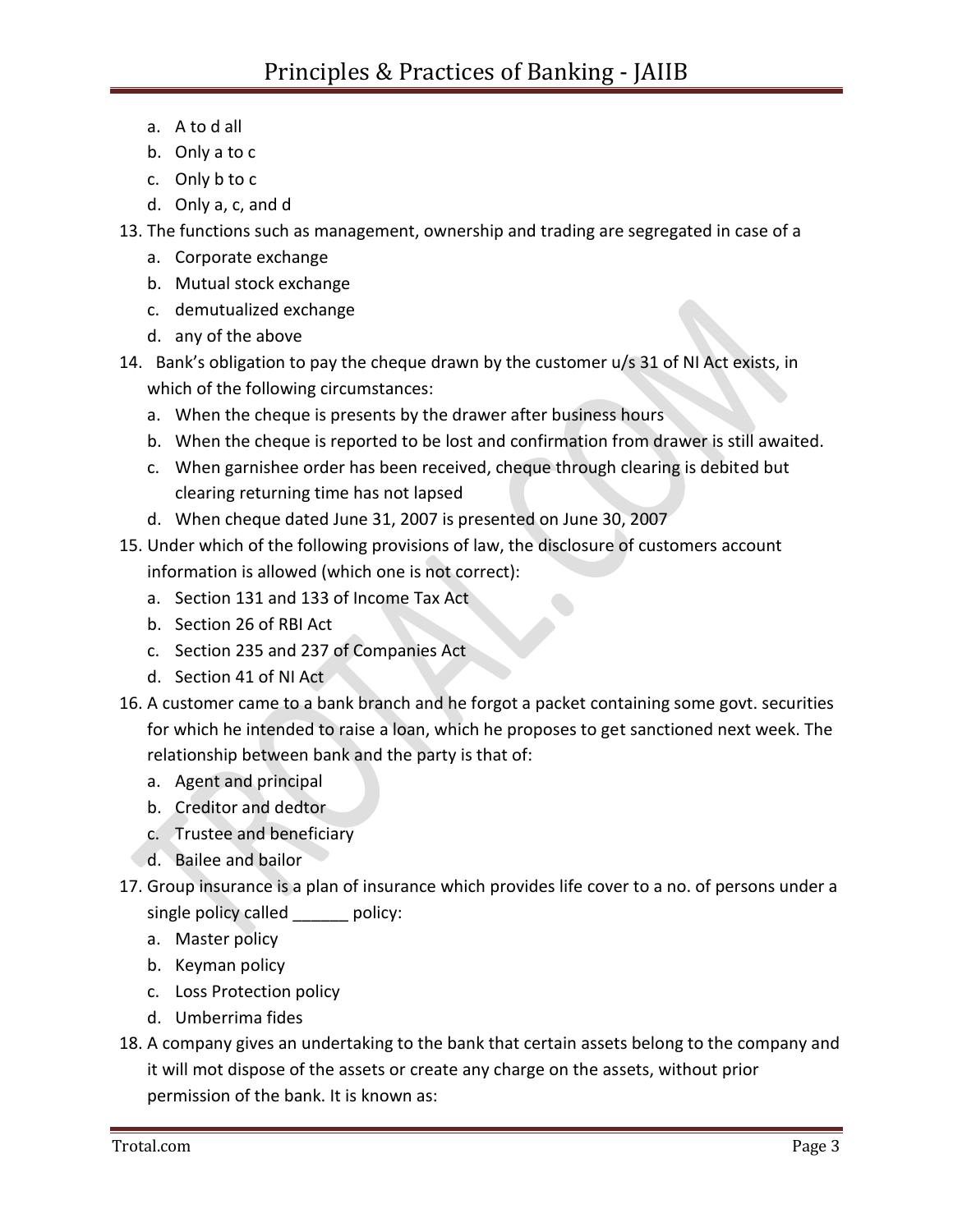a. A to d all
b. Only a to c
c. Only b to c
d. Only a, c, and d

13. The functions such as management, ownership and trading are segregated in case of a
    a. Corporate exchange
    b. Mutual stock exchange
    c. demutualized exchange
    d. any of the above
14. Bank's obligation to pay the cheque drawn by the customer u/s 31 of NI Act exists, in which of the following circumstances:
    a. When the cheque is presents by the drawer after business hours
    b. When the cheque is reported to be lost and confirmation from drawer is still awaited.
    c. When garnishee order has been received, cheque through clearing is debited but clearing returning time has not lapsed
    d. When cheque dated June 31, 2007 is presented on June 30, 2007
15. Under which of the following provisions of law, the disclosure of customers account information is allowed (which one is not correct):
    a. Section 131 and 133 of Income Tax Act
    b. Section 26 of RBI Act
    c. Section 235 and 237 of Companies Act
    d. Section 41 of NI Act
16. A customer came to a bank branch and he forgot a packet containing some govt. securities for which he intended to raise a loan, which he proposes to get sanctioned next week. The relationship between bank and the party is that of:
    a. Agent and principal
    b. Creditor and dedtor
    c. Trustee and beneficiary
    d. Bailee and bailor
17. Group insurance is a plan of insurance which provides life cover to a no. of persons under a single policy called ______ policy:
    a. Master policy
    b. Keyman policy
    c. Loss Protection policy
    d. Umberrima fides
18. A company gives an undertaking to the bank that certain assets belong to the company and it will mot dispose of the assets or create any charge on the assets, without prior permission of the bank. It is known as: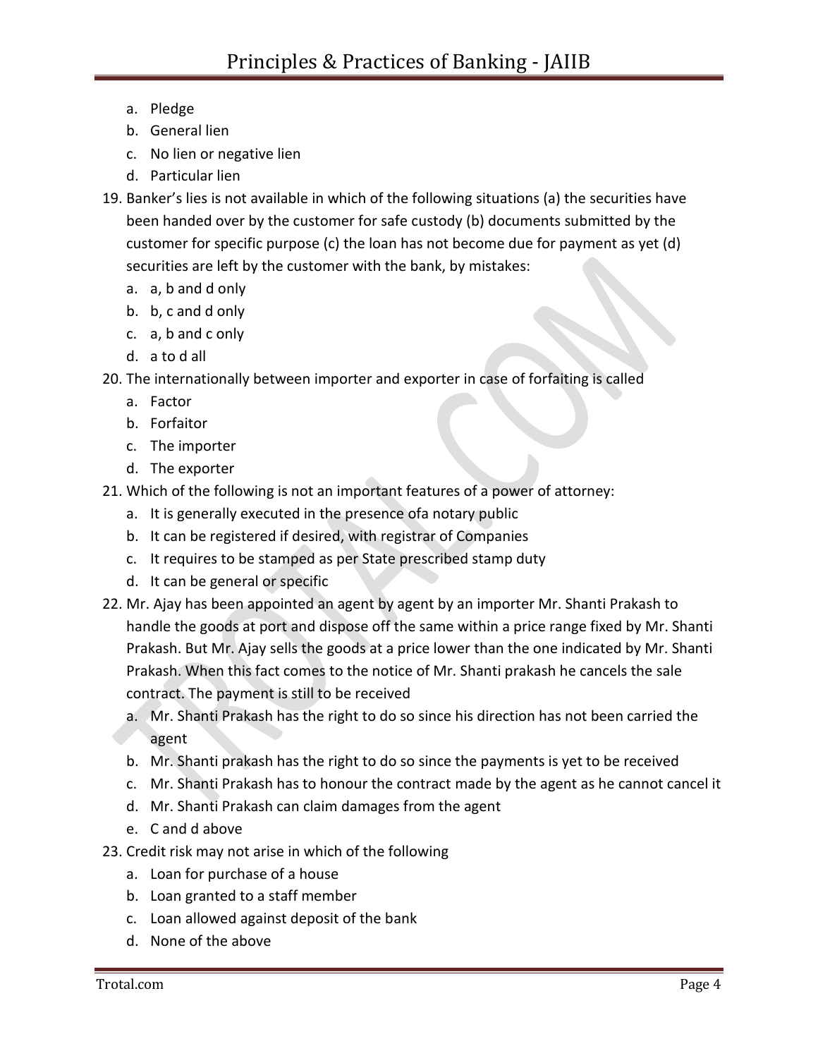a. Pledge
b. General lien
c. No lien or negative lien
d. Particular lien

19. Banker's lies is not available in which of the following situations (a) the securities have been handed over by the customer for safe custody (b) documents submitted by the customer for specific purpose (c) the loan has not become due for payment as yet (d) securities are left by the customer with the bank, by mistakes:
    a. a, b and d only
    b. b, c and d only
    c. a, b and c only
    d. a to d all
20. The internationally between importer and exporter in case of forfaiting is called
    a. Factor
    b. Forfaitor
    c. The importer
    d. The exporter
21. Which of the following is not an important features of a power of attorney:
    a. It is generally executed in the presence ofa notary public
    b. It can be registered if desired, with registrar of Companies
    c. It requires to be stamped as per State prescribed stamp duty
    d. It can be general or specific
22. Mr. Ajay has been appointed an agent by agent by an importer Mr. Shanti Prakash to handle the goods at port and dispose off the same within a price range fixed by Mr. Shanti Prakash. But Mr. Ajay sells the goods at a price lower than the one indicated by Mr. Shanti Prakash. When this fact comes to the notice of Mr. Shanti prakash he cancels the sale contract. The payment is still to be received
    a. Mr. Shanti Prakash has the right to do so since his direction has not been carried the agent
    b. Mr. Shanti prakash has the right to do so since the payments is yet to be received
    c. Mr. Shanti Prakash has to honour the contract made by the agent as he cannot cancel it
    d. Mr. Shanti Prakash can claim damages from the agent
    e. C and d above
23. Credit risk may not arise in which of the following
    a. Loan for purchase of a house
    b. Loan granted to a staff member
    c. Loan allowed against deposit of the bank
    d. None of the above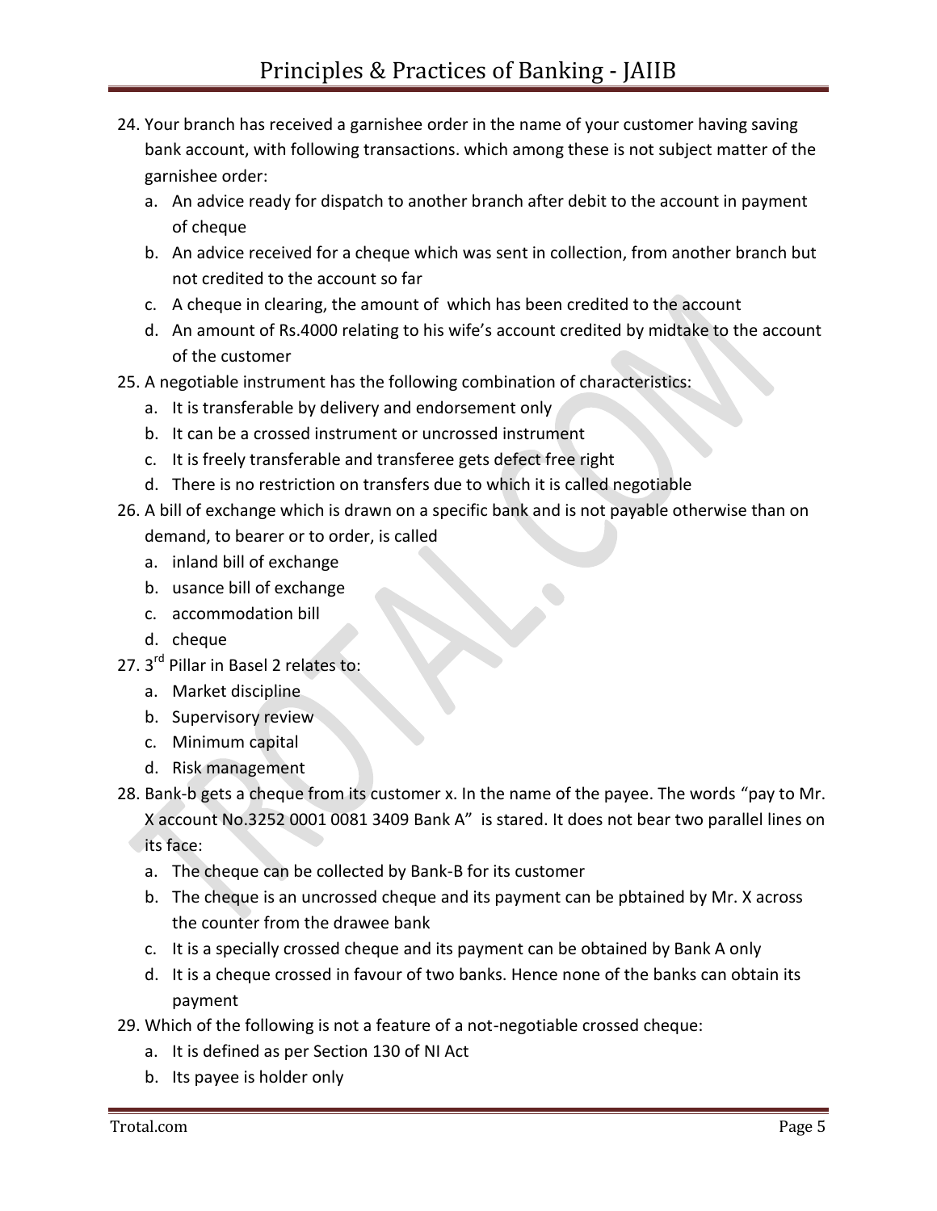24. Your branch has received a garnishee order in the name of your customer having saving bank account, with following transactions. which among these is not subject matter of the garnishee order:
    a. An advice ready for dispatch to another branch after debit to the account in payment of cheque
    b. An advice received for a cheque which was sent in collection, from another branch but not credited to the account so far
    c. A cheque in clearing, the amount of which has been credited to the account
    d. An amount of Rs.4000 relating to his wife's account credited by midtake to the account of the customer
25. A negotiable instrument has the following combination of characteristics:
    a. It is transferable by delivery and endorsement only
    b. It can be a crossed instrument or uncrossed instrument
    c. It is freely transferable and transferee gets defect free right
    d. There is no restriction on transfers due to which it is called negotiable
26. A bill of exchange which is drawn on a specific bank and is not payable otherwise than on demand, to bearer or to order, is called
    a. inland bill of exchange
    b. usance bill of exchange
    c. accommodation bill
    d. cheque
27. 3rd Pillar in Basel 2 relates to:
    a. Market discipline
    b. Supervisory review
    c. Minimum capital
    d. Risk management
28. Bank-b gets a cheque from its customer x. In the name of the payee. The words "pay to Mr. X account No.3252 0001 0081 3409 Bank A" is stared. It does not bear two parallel lines on its face:
    a. The cheque can be collected by Bank-B for its customer
    b. The cheque is an uncrossed cheque and its payment can be pbtained by Mr. X across the counter from the drawee bank
    c. It is a specially crossed cheque and its payment can be obtained by Bank A only
    d. It is a cheque crossed in favour of two banks. Hence none of the banks can obtain its payment
29. Which of the following is not a feature of a not-negotiable crossed cheque:
    a. It is defined as per Section 130 of NI Act
    b. Its payee is holder only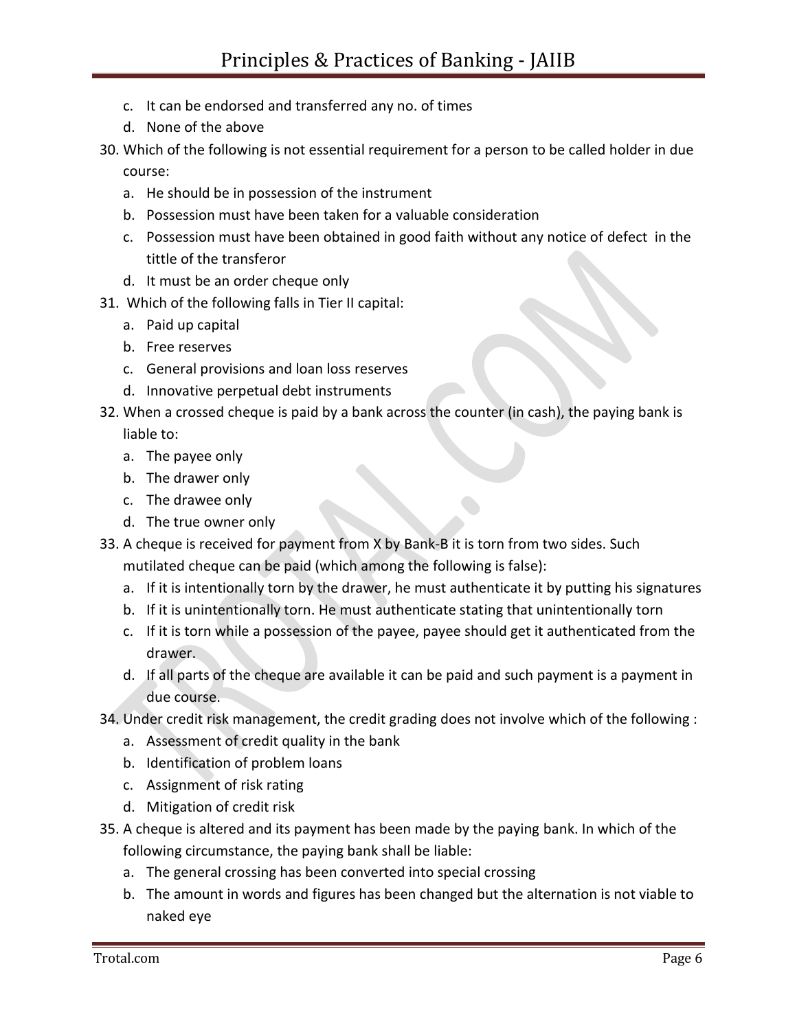c. It can be endorsed and transferred any no. of times
d. None of the above

30. Which of the following is not essential requirement for a person to be called holder in due course:
    a. He should be in possession of the instrument
    b. Possession must have been taken for a valuable consideration
    c. Possession must have been obtained in good faith without any notice of defect in the tittle of the transferor
    d. It must be an order cheque only
31. Which of the following falls in Tier II capital:
    a. Paid up capital
    b. Free reserves
    c. General provisions and loan loss reserves
    d. Innovative perpetual debt instruments
32. When a crossed cheque is paid by a bank across the counter (in cash), the paying bank is liable to:
    a. The payee only
    b. The drawer only
    c. The drawee only
    d. The true owner only
33. A cheque is received for payment from X by Bank-B it is torn from two sides. Such mutilated cheque can be paid (which among the following is false):
    a. If it is intentionally torn by the drawer, he must authenticate it by putting his signatures
    b. If it is unintentionally torn. He must authenticate stating that unintentionally torn
    c. If it is torn while a possession of the payee, payee should get it authenticated from the drawer.
    d. If all parts of the cheque are available it can be paid and such payment is a payment in due course.
34. Under credit risk management, the credit grading does not involve which of the following :
    a. Assessment of credit quality in the bank
    b. Identification of problem loans
    c. Assignment of risk rating
    d. Mitigation of credit risk
35. A cheque is altered and its payment has been made by the paying bank. In which of the following circumstance, the paying bank shall be liable:
    a. The general crossing has been converted into special crossing
    b. The amount in words and figures has been changed but the alternation is not viable to naked eye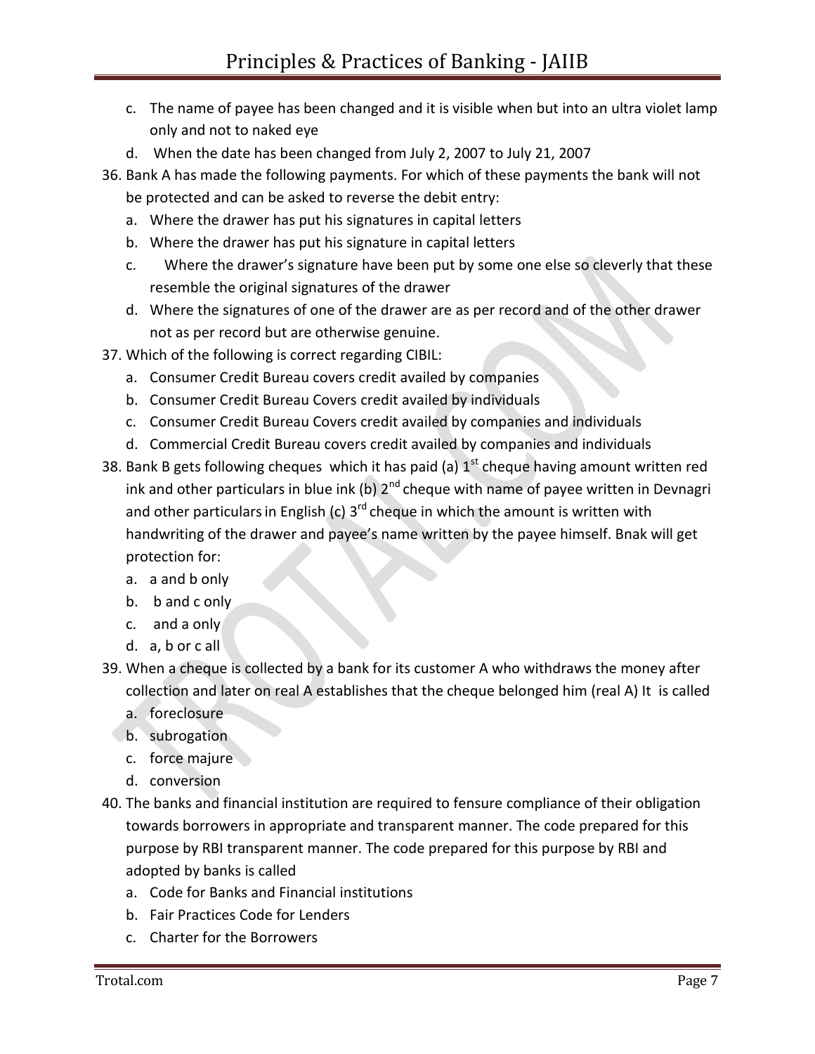c. The name of payee has been changed and it is visible when but into an ultra violet lamp only and not to naked eye
d. When the date has been changed from July 2, 2007 to July 21, 2007

36. Bank A has made the following payments. For which of these payments the bank will not be protected and can be asked to reverse the debit entry:
    a. Where the drawer has put his signatures in capital letters
    b. Where the drawer has put his signature in capital letters
    c. Where the drawer's signature have been put by some one else so cleverly that these resemble the original signatures of the drawer
    d. Where the signatures of one of the drawer are as per record and of the other drawer not as per record but are otherwise genuine.
37. Which of the following is correct regarding CIBIL:
    a. Consumer Credit Bureau covers credit availed by companies
    b. Consumer Credit Bureau Covers credit availed by individuals
    c. Consumer Credit Bureau Covers credit availed by companies and individuals
    d. Commercial Credit Bureau covers credit availed by companies and individuals
38. Bank B gets following cheques which it has paid (a) 1st cheque having amount written red ink and other particulars in blue ink (b) 2nd cheque with name of payee written in Devnagri and other particulars in English (c) 3rd cheque in which the amount is written with handwriting of the drawer and payee's name written by the payee himself. Bnak will get protection for:
    a. a and b only
    b. b and c only
    c. and a only
    d. a, b or c all
39. When a cheque is collected by a bank for its customer A who withdraws the money after collection and later on real A establishes that the cheque belonged him (real A) It is called
    a. foreclosure
    b. subrogation
    c. force majure
    d. conversion
40. The banks and financial institution are required to fensure compliance of their obligation towards borrowers in appropriate and transparent manner. The code prepared for this purpose by RBI transparent manner. The code prepared for this purpose by RBI and adopted by banks is called
    a. Code for Banks and Financial institutions
    b. Fair Practices Code for Lenders
    c. Charter for the Borrowers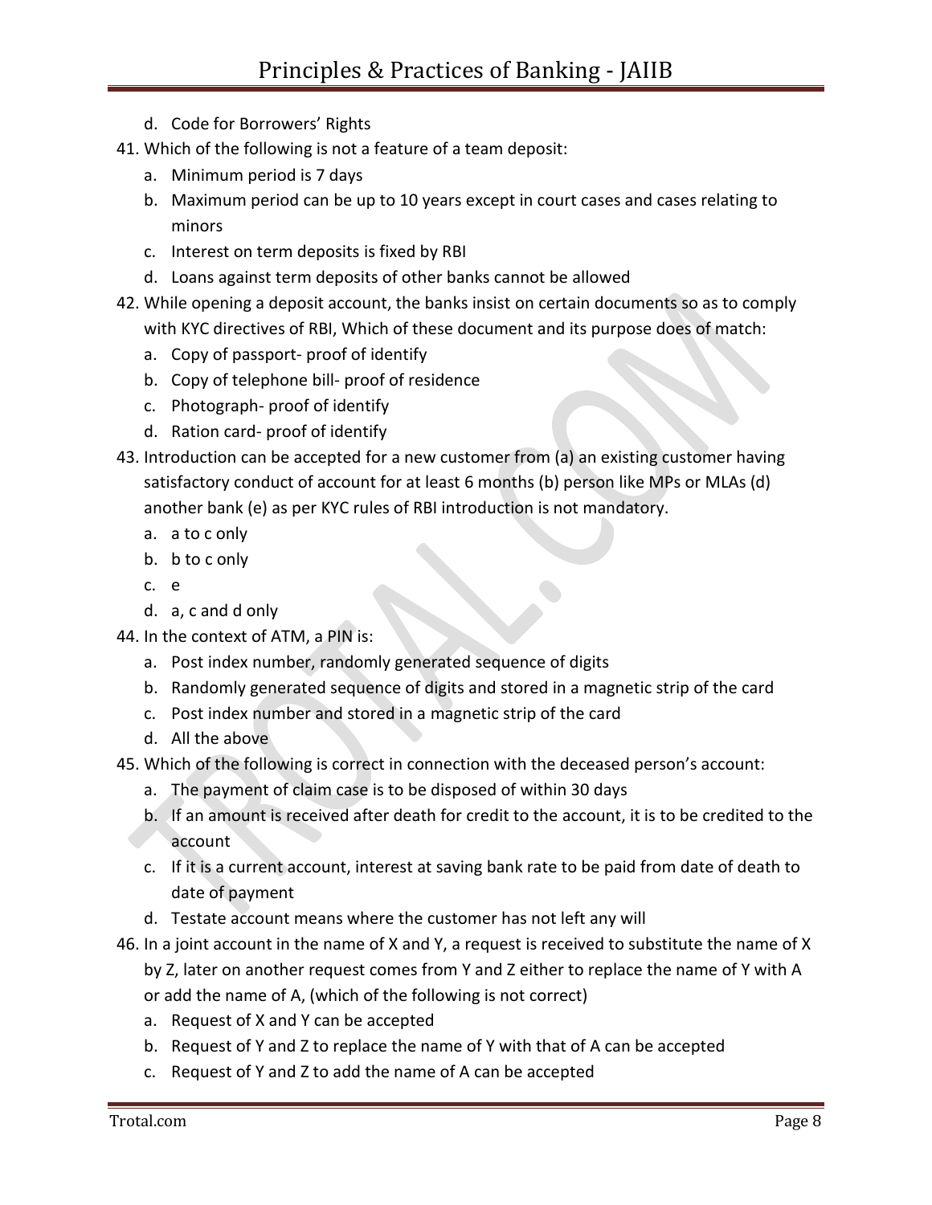d. Code for Borrowers' Rights

41. Which of the following is not a feature of a team deposit:
    a. Minimum period is 7 days
    b. Maximum period can be up to 10 years except in court cases and cases relating to minors
    c. Interest on term deposits is fixed by RBI
    d. Loans against term deposits of other banks cannot be allowed
42. While opening a deposit account, the banks insist on certain documents so as to comply with KYC directives of RBI, Which of these document and its purpose does of match:
    a. Copy of passport- proof of identify
    b. Copy of telephone bill- proof of residence
    c. Photograph- proof of identify
    d. Ration card- proof of identify
43. Introduction can be accepted for a new customer from (a) an existing customer having satisfactory conduct of account for at least 6 months (b) person like MPs or MLAs (d) another bank (e) as per KYC rules of RBI introduction is not mandatory.
    a. a to c only
    b. b to c only
    c. e
    d. a, c and d only
44. In the context of ATM, a PIN is:
    a. Post index number, randomly generated sequence of digits
    b. Randomly generated sequence of digits and stored in a magnetic strip of the card
    c. Post index number and stored in a magnetic strip of the card
    d. All the above
45. Which of the following is correct in connection with the deceased person's account:
    a. The payment of claim case is to be disposed of within 30 days
    b. If an amount is received after death for credit to the account, it is to be credited to the account
    c. If it is a current account, interest at saving bank rate to be paid from date of death to date of payment
    d. Testate account means where the customer has not left any will
46. In a joint account in the name of X and Y, a request is received to substitute the name of X by Z, later on another request comes from Y and Z either to replace the name of Y with A or add the name of A, (which of the following is not correct)
    a. Request of X and Y can be accepted
    b. Request of Y and Z to replace the name of Y with that of A can be accepted
    c. Request of Y and Z to add the name of A can be accepted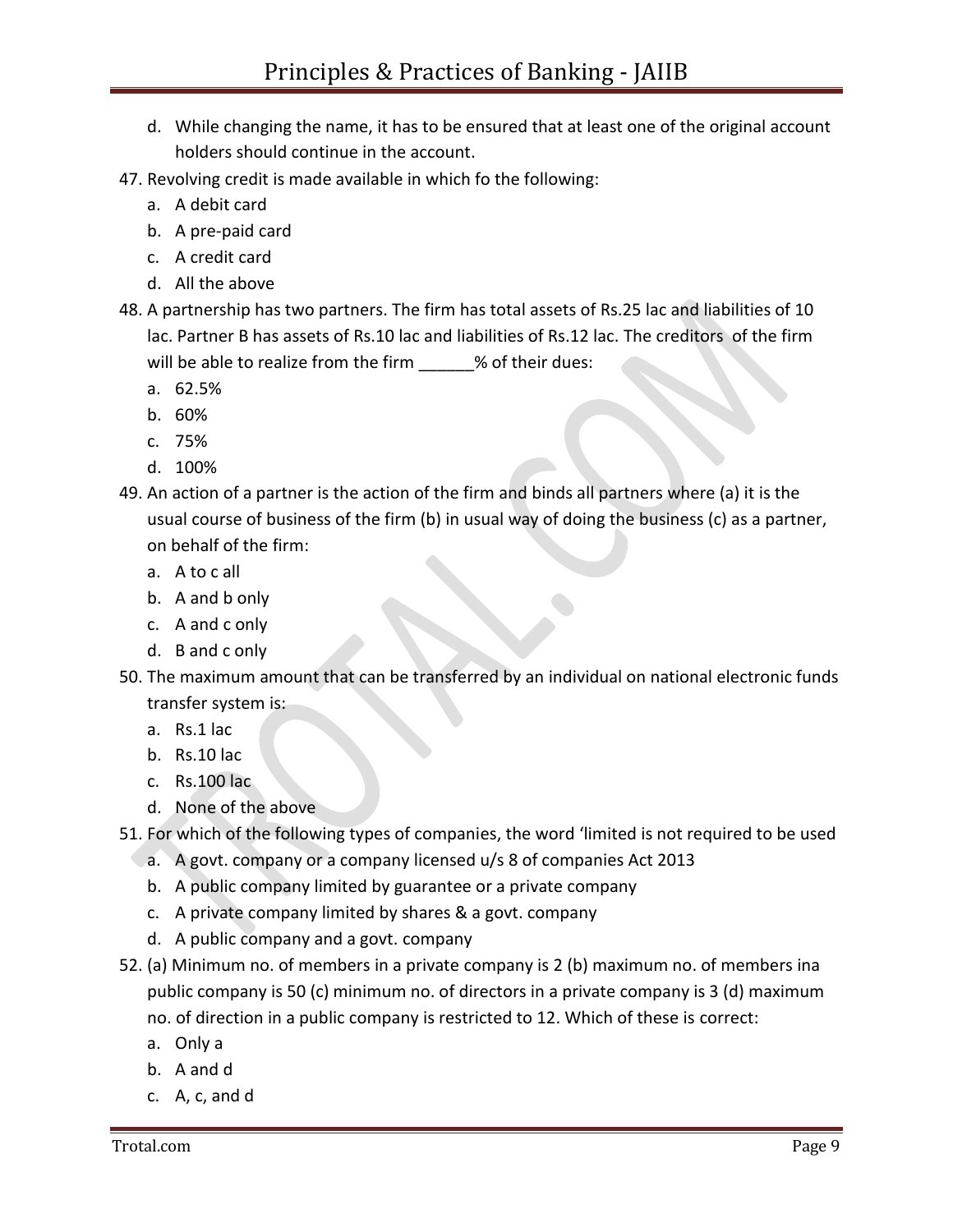d. While changing the name, it has to be ensured that at least one of the original account holders should continue in the account.

47. Revolving credit is made available in which fo the following:
    a. A debit card
    b. A pre-paid card
    c. A credit card
    d. All the above
48. A partnership has two partners. The firm has total assets of Rs.25 lac and liabilities of 10 lac. Partner B has assets of Rs.10 lac and liabilities of Rs.12 lac. The creditors of the firm will be able to realize from the firm ______% of their dues:
    a. 62.5%
    b. 60%
    c. 75%
    d. 100%
49. An action of a partner is the action of the firm and binds all partners where (a) it is the usual course of business of the firm (b) in usual way of doing the business (c) as a partner, on behalf of the firm:
    a. A to c all
    b. A and b only
    c. A and c only
    d. B and c only
50. The maximum amount that can be transferred by an individual on national electronic funds transfer system is:
    a. Rs.1 lac
    b. Rs.10 lac
    c. Rs.100 lac
    d. None of the above
51. For which of the following types of companies, the word 'limited is not required to be used
    a. A govt. company or a company licensed u/s 8 of companies Act 2013
    b. A public company limited by guarantee or a private company
    c. A private company limited by shares & a govt. company
    d. A public company and a govt. company
52. (a) Minimum no. of members in a private company is 2 (b) maximum no. of members ina public company is 50 (c) minimum no. of directors in a private company is 3 (d) maximum no. of direction in a public company is restricted to 12. Which of these is correct:
    a. Only a
    b. A and d
    c. A, c, and d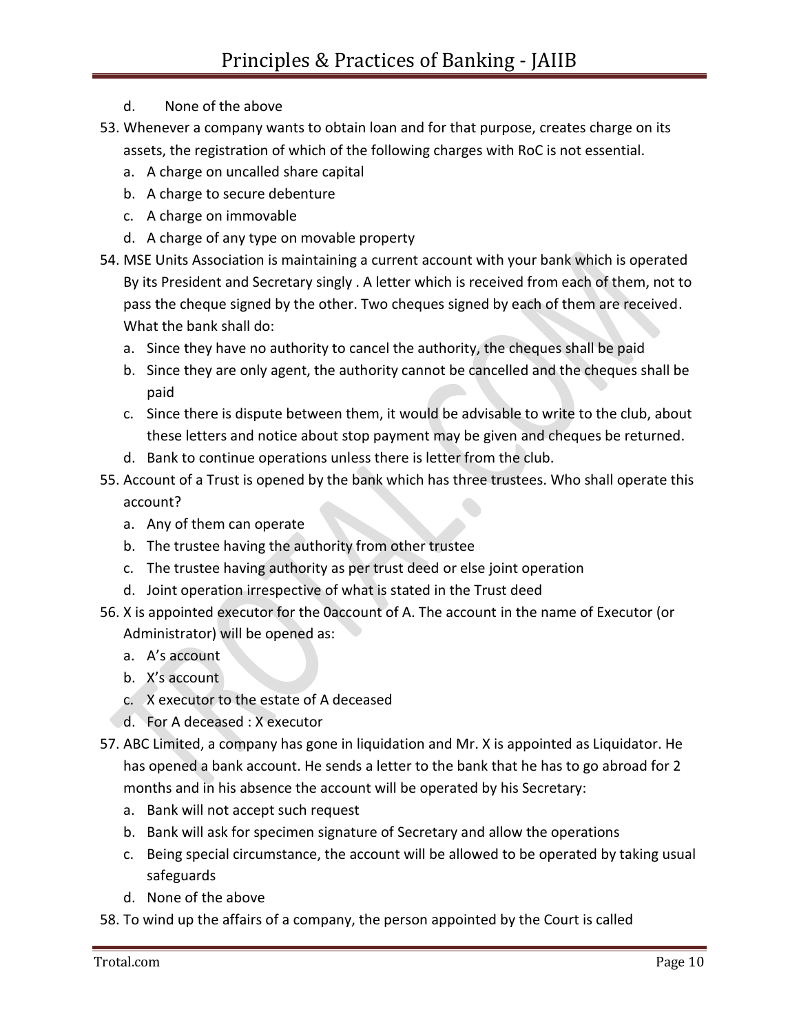d. None of the above

53. Whenever a company wants to obtain loan and for that purpose, creates charge on its assets, the registration of which of the following charges with RoC is not essential.
    a. A charge on uncalled share capital
    b. A charge to secure debenture
    c. A charge on immovable
    d. A charge of any type on movable property
54. MSE Units Association is maintaining a current account with your bank which is operated By its President and Secretary singly . A letter which is received from each of them, not to pass the cheque signed by the other. Two cheques signed by each of them are received. What the bank shall do:
    a. Since they have no authority to cancel the authority, the cheques shall be paid
    b. Since they are only agent, the authority cannot be cancelled and the cheques shall be paid
    c. Since there is dispute between them, it would be advisable to write to the club, about these letters and notice about stop payment may be given and cheques be returned.
    d. Bank to continue operations unless there is letter from the club.
55. Account of a Trust is opened by the bank which has three trustees. Who shall operate this account?
    a. Any of them can operate
    b. The trustee having the authority from other trustee
    c. The trustee having authority as per trust deed or else joint operation
    d. Joint operation irrespective of what is stated in the Trust deed
56. X is appointed executor for the 0account of A. The account in the name of Executor (or Administrator) will be opened as:
    a. A's account
    b. X's account
    c. X executor to the estate of A deceased
    d. For A deceased : X executor
57. ABC Limited, a company has gone in liquidation and Mr. X is appointed as Liquidator. He has opened a bank account. He sends a letter to the bank that he has to go abroad for 2 months and in his absence the account will be operated by his Secretary:
    a. Bank will not accept such request
    b. Bank will ask for specimen signature of Secretary and allow the operations
    c. Being special circumstance, the account will be allowed to be operated by taking usual safeguards
    d. None of the above
58. To wind up the affairs of a company, the person appointed by the Court is called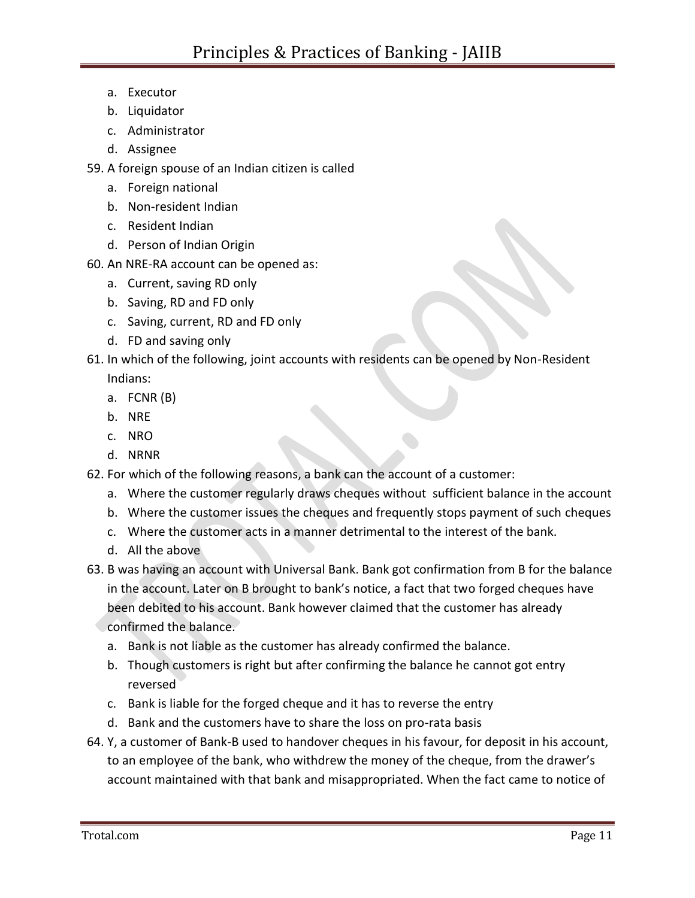a. Executor
b. Liquidator
c. Administrator
d. Assignee

59. A foreign spouse of an Indian citizen is called
    a. Foreign national
    b. Non-resident Indian
    c. Resident Indian
    d. Person of Indian Origin
60. An NRE-RA account can be opened as:
    a. Current, saving RD only
    b. Saving, RD and FD only
    c. Saving, current, RD and FD only
    d. FD and saving only
61. In which of the following, joint accounts with residents can be opened by Non-Resident Indians:
    a. FCNR (B)
    b. NRE
    c. NRO
    d. NRNR
62. For which of the following reasons, a bank can the account of a customer:
    a. Where the customer regularly draws cheques without sufficient balance in the account
    b. Where the customer issues the cheques and frequently stops payment of such cheques
    c. Where the customer acts in a manner detrimental to the interest of the bank.
    d. All the above
63. B was having an account with Universal Bank. Bank got confirmation from B for the balance in the account. Later on B brought to bank's notice, a fact that two forged cheques have been debited to his account. Bank however claimed that the customer has already confirmed the balance.
    a. Bank is not liable as the customer has already confirmed the balance.
    b. Though customers is right but after confirming the balance he cannot got entry reversed
    c. Bank is liable for the forged cheque and it has to reverse the entry
    d. Bank and the customers have to share the loss on pro-rata basis
64. Y, a customer of Bank-B used to handover cheques in his favour, for deposit in his account, to an employee of the bank, who withdrew the money of the cheque, from the drawer's account maintained with that bank and misappropriated. When the fact came to notice of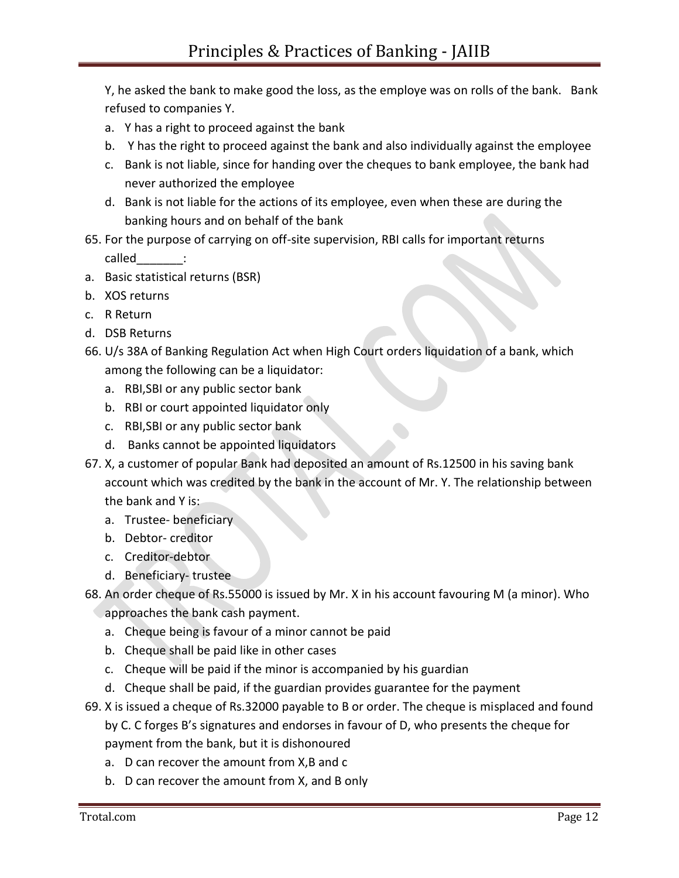Y, he asked the bank to make good the loss, as the employe was on rolls of the bank. Bank refused to companies Y.

a. Y has a right to proceed against the bank
b. Y has the right to proceed against the bank and also individually against the employee
c. Bank is not liable, since for handing over the cheques to bank employee, the bank had never authorized the employee
d. Bank is not liable for the actions of its employee, even when these are during the banking hours and on behalf of the bank

65. For the purpose of carrying on off-site supervision, RBI calls for important returns called_______:

a. Basic statistical returns (BSR)
b. XOS returns
c. R Return
d. DSB Returns

66. U/s 38A of Banking Regulation Act when High Court orders liquidation of a bank, which among the following can be a liquidator:
   a. RBI,SBI or any public sector bank
   b. RBI or court appointed liquidator only
   c. RBI,SBI or any public sector bank
   d. Banks cannot be appointed liquidators
67. X, a customer of popular Bank had deposited an amount of Rs.12500 in his saving bank account which was credited by the bank in the account of Mr. Y. The relationship between the bank and Y is:
   a. Trustee- beneficiary
   b. Debtor- creditor
   c. Creditor-debtor
   d. Beneficiary- trustee
68. An order cheque of Rs.55000 is issued by Mr. X in his account favouring M (a minor). Who approaches the bank cash payment.
   a. Cheque being is favour of a minor cannot be paid
   b. Cheque shall be paid like in other cases
   c. Cheque will be paid if the minor is accompanied by his guardian
   d. Cheque shall be paid, if the guardian provides guarantee for the payment
69. X is issued a cheque of Rs.32000 payable to B or order. The cheque is misplaced and found by C. C forges B's signatures and endorses in favour of D, who presents the cheque for payment from the bank, but it is dishonoured
   a. D can recover the amount from X,B and c
   b. D can recover the amount from X, and B only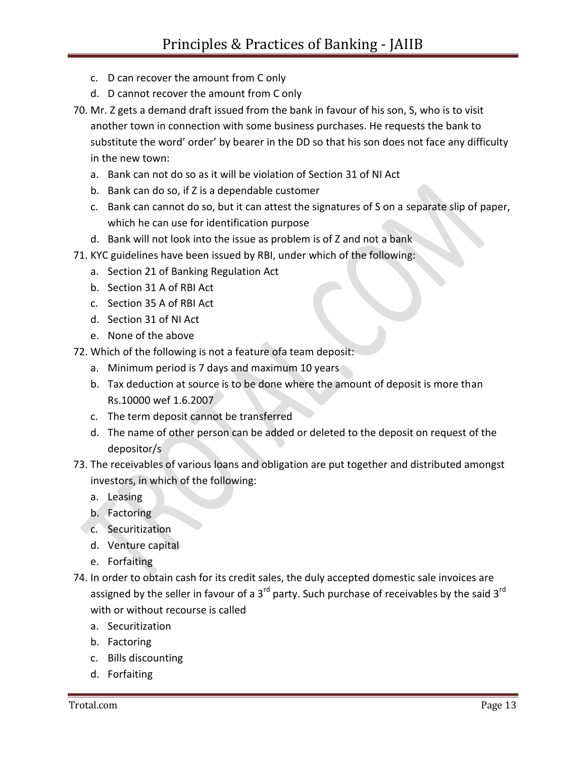c. D can recover the amount from C only
   d. D cannot recover the amount from C only

70. Mr. Z gets a demand draft issued from the bank in favour of his son, S, who is to visit another town in connection with some business purchases. He requests the bank to substitute the word' order' by bearer in the DD so that his son does not face any difficulty in the new town:
   a. Bank can not do so as it will be violation of Section 31 of NI Act
   b. Bank can do so, if Z is a dependable customer
   c. Bank can cannot do so, but it can attest the signatures of S on a separate slip of paper, which he can use for identification purpose
   d. Bank will not look into the issue as problem is of Z and not a bank

71. KYC guidelines have been issued by RBI, under which of the following:
   a. Section 21 of Banking Regulation Act
   b. Section 31 A of RBI Act
   c. Section 35 A of RBI Act
   d. Section 31 of NI Act
   e. None of the above

72. Which of the following is not a feature ofa team deposit:
   a. Minimum period is 7 days and maximum 10 years
   b. Tax deduction at source is to be done where the amount of deposit is more than Rs.10000 wef 1.6.2007
   c. The term deposit cannot be transferred
   d. The name of other person can be added or deleted to the deposit on request of the depositor/s

73. The receivables of various loans and obligation are put together and distributed amongst investors, in which of the following:
   a. Leasing
   b. Factoring
   c. Securitization
   d. Venture capital
   e. Forfaiting

74. In order to obtain cash for its credit sales, the duly accepted domestic sale invoices are assigned by the seller in favour of a 3rd party. Such purchase of receivables by the said 3rd with or without recourse is called
   a. Securitization
   b. Factoring
   c. Bills discounting
   d. Forfaiting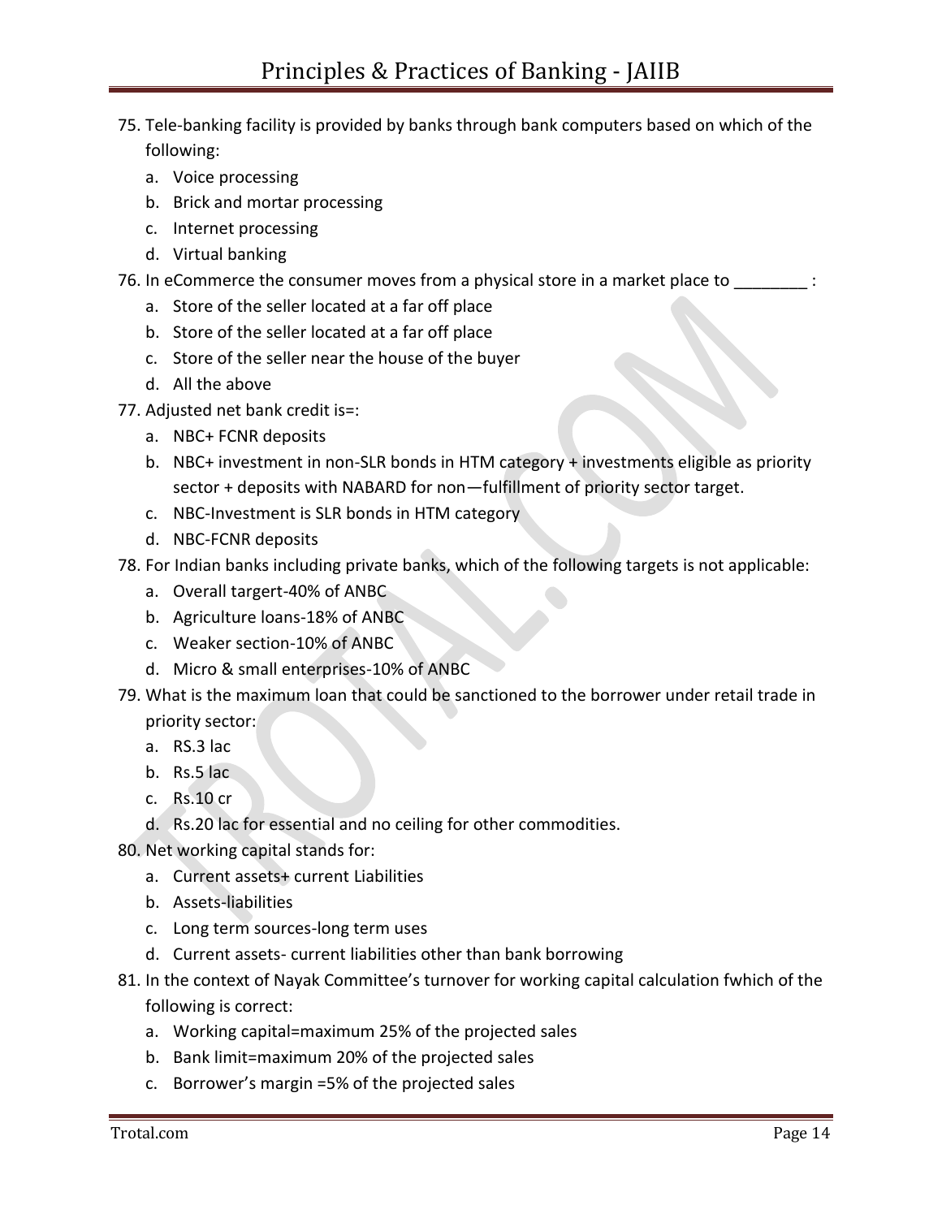75. Tele-banking facility is provided by banks through bank computers based on which of the following:
    a. Voice processing
    b. Brick and mortar processing
    c. Internet processing
    d. Virtual banking
76. In eCommerce the consumer moves from a physical store in a market place to ________ :
    a. Store of the seller located at a far off place
    b. Store of the seller located at a far off place
    c. Store of the seller near the house of the buyer
    d. All the above
77. Adjusted net bank credit is=:
    a. NBC+ FCNR deposits
    b. NBC+ investment in non-SLR bonds in HTM category + investments eligible as priority sector + deposits with NABARD for non—fulfillment of priority sector target.
    c. NBC-Investment is SLR bonds in HTM category
    d. NBC-FCNR deposits
78. For Indian banks including private banks, which of the following targets is not applicable:
    a. Overall targert-40% of ANBC
    b. Agriculture loans-18% of ANBC
    c. Weaker section-10% of ANBC
    d. Micro & small enterprises-10% of ANBC
79. What is the maximum loan that could be sanctioned to the borrower under retail trade in priority sector:
    a. RS.3 lac
    b. Rs.5 lac
    c. Rs.10 cr
    d. Rs.20 lac for essential and no ceiling for other commodities.
80. Net working capital stands for:
    a. Current assets+ current Liabilities
    b. Assets-liabilities
    c. Long term sources-long term uses
    d. Current assets- current liabilities other than bank borrowing
81. In the context of Nayak Committee's turnover for working capital calculation fwhich of the following is correct:
    a. Working capital=maximum 25% of the projected sales
    b. Bank limit=maximum 20% of the projected sales
    c. Borrower's margin =5% of the projected sales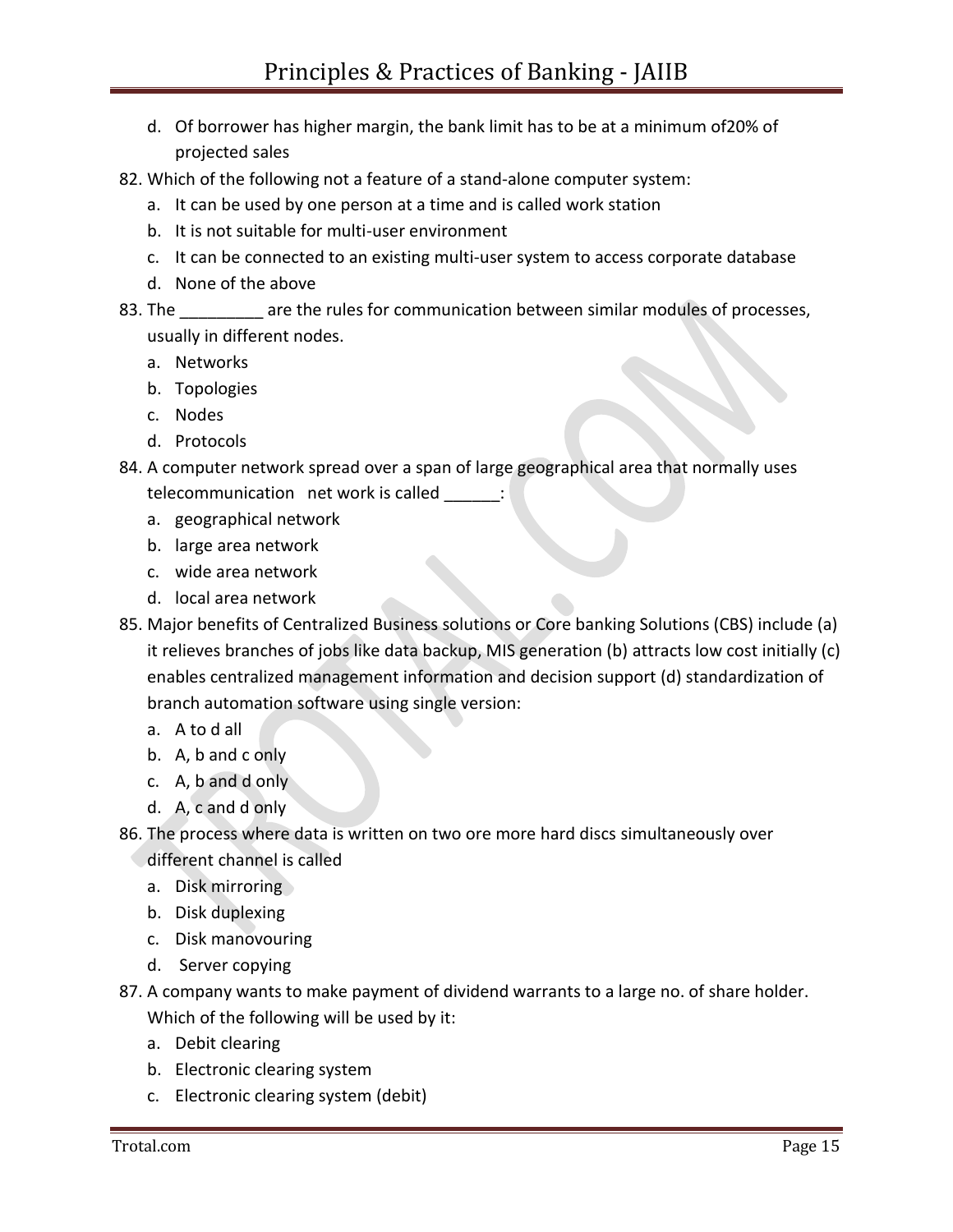d. Of borrower has higher margin, the bank limit has to be at a minimum of20% of projected sales

82. Which of the following not a feature of a stand-alone computer system:
    a. It can be used by one person at a time and is called work station
    b. It is not suitable for multi-user environment
    c. It can be connected to an existing multi-user system to access corporate database
    d. None of the above
83. The _________ are the rules for communication between similar modules of processes, usually in different nodes.
    a. Networks
    b. Topologies
    c. Nodes
    d. Protocols
84. A computer network spread over a span of large geographical area that normally uses telecommunication net work is called ______:
    a. geographical network
    b. large area network
    c. wide area network
    d. local area network
85. Major benefits of Centralized Business solutions or Core banking Solutions (CBS) include (a) it relieves branches of jobs like data backup, MIS generation (b) attracts low cost initially (c) enables centralized management information and decision support (d) standardization of branch automation software using single version:
    a. A to d all
    b. A, b and c only
    c. A, b and d only
    d. A, c and d only
86. The process where data is written on two ore more hard discs simultaneously over different channel is called
    a. Disk mirroring
    b. Disk duplexing
    c. Disk manovouring
    d. Server copying
87. A company wants to make payment of dividend warrants to a large no. of share holder. Which of the following will be used by it:
    a. Debit clearing
    b. Electronic clearing system
    c. Electronic clearing system (debit)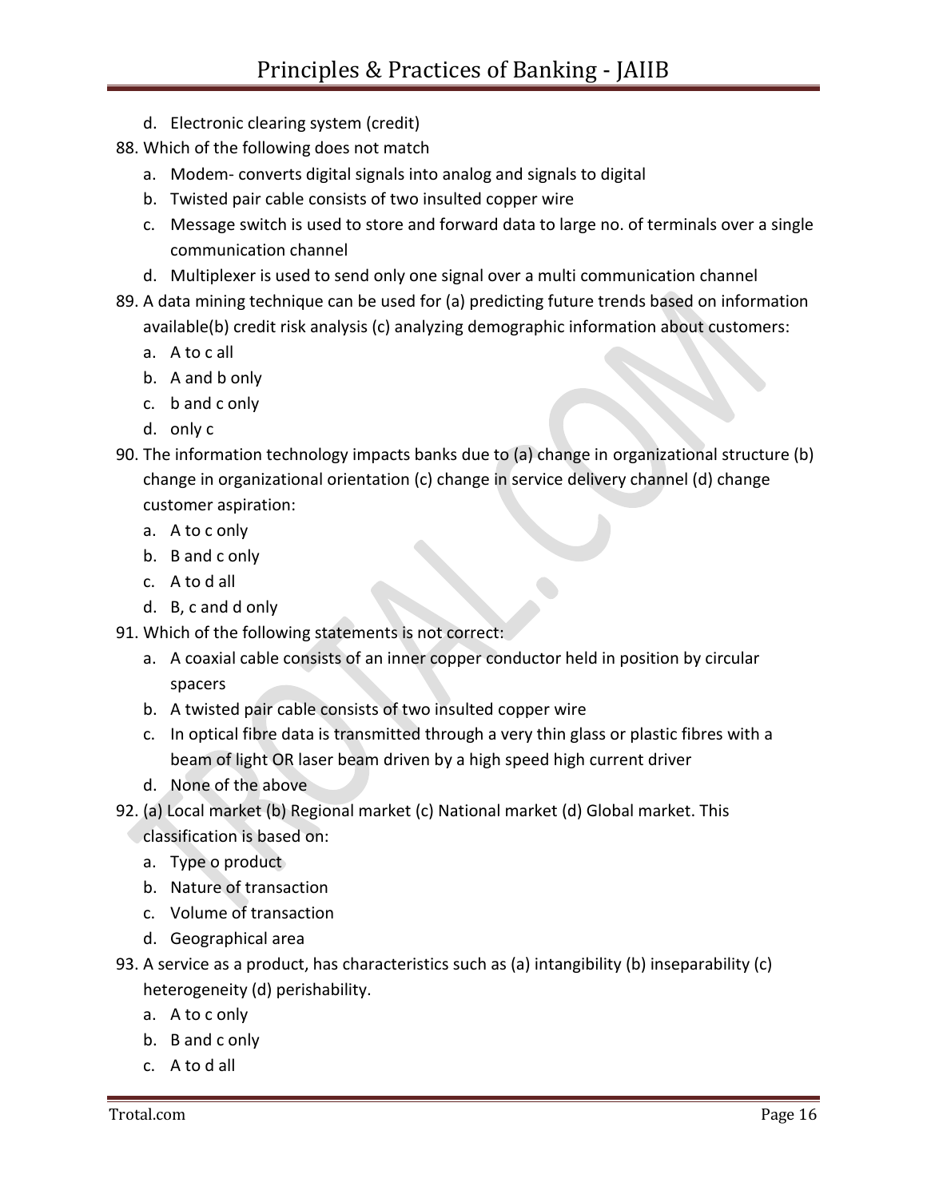d. Electronic clearing system (credit)

88. Which of the following does not match
    a. Modem- converts digital signals into analog and signals to digital
    b. Twisted pair cable consists of two insulted copper wire
    c. Message switch is used to store and forward data to large no. of terminals over a single communication channel
    d. Multiplexer is used to send only one signal over a multi communication channel
89. A data mining technique can be used for (a) predicting future trends based on information available(b) credit risk analysis (c) analyzing demographic information about customers:
    a. A to c all
    b. A and b only
    c. b and c only
    d. only c
90. The information technology impacts banks due to (a) change in organizational structure (b) change in organizational orientation (c) change in service delivery channel (d) change customer aspiration:
    a. A to c only
    b. B and c only
    c. A to d all
    d. B, c and d only
91. Which of the following statements is not correct:
    a. A coaxial cable consists of an inner copper conductor held in position by circular spacers
    b. A twisted pair cable consists of two insulted copper wire
    c. In optical fibre data is transmitted through a very thin glass or plastic fibres with a beam of light OR laser beam driven by a high speed high current driver
    d. None of the above
92. (a) Local market (b) Regional market (c) National market (d) Global market. This classification is based on:
    a. Type o product
    b. Nature of transaction
    c. Volume of transaction
    d. Geographical area
93. A service as a product, has characteristics such as (a) intangibility (b) inseparability (c) heterogeneity (d) perishability.
    a. A to c only
    b. B and c only
    c. A to d all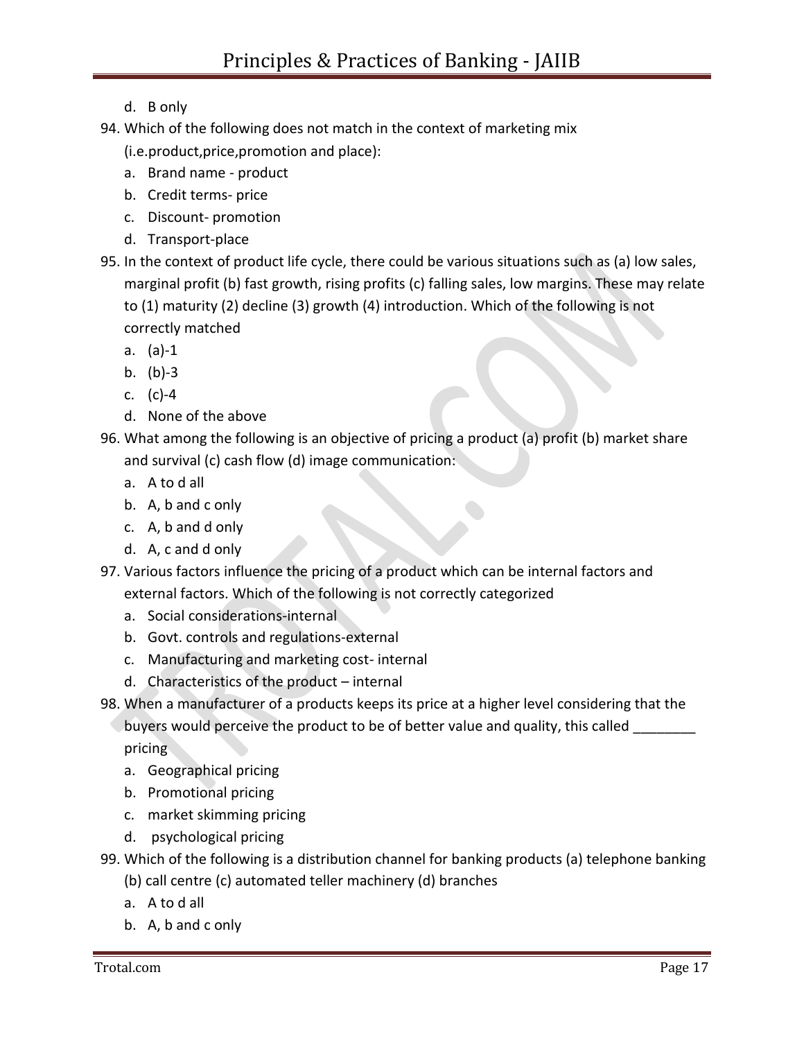d. B only

94. Which of the following does not match in the context of marketing mix (i.e.product,price,promotion and place):
    a. Brand name - product
    b. Credit terms- price
    c. Discount- promotion
    d. Transport-place
95. In the context of product life cycle, there could be various situations such as (a) low sales, marginal profit (b) fast growth, rising profits (c) falling sales, low margins. These may relate to (1) maturity (2) decline (3) growth (4) introduction. Which of the following is not correctly matched
    a. (a)-1
    b. (b)-3
    c. (c)-4
    d. None of the above
96. What among the following is an objective of pricing a product (a) profit (b) market share and survival (c) cash flow (d) image communication:
    a. A to d all
    b. A, b and c only
    c. A, b and d only
    d. A, c and d only
97. Various factors influence the pricing of a product which can be internal factors and external factors. Which of the following is not correctly categorized
    a. Social considerations-internal
    b. Govt. controls and regulations-external
    c. Manufacturing and marketing cost- internal
    d. Characteristics of the product – internal
98. When a manufacturer of a products keeps its price at a higher level considering that the buyers would perceive the product to be of better value and quality, this called ________ pricing
    a. Geographical pricing
    b. Promotional pricing
    c. market skimming pricing
    d. psychological pricing
99. Which of the following is a distribution channel for banking products (a) telephone banking (b) call centre (c) automated teller machinery (d) branches
    a. A to d all
    b. A, b and c only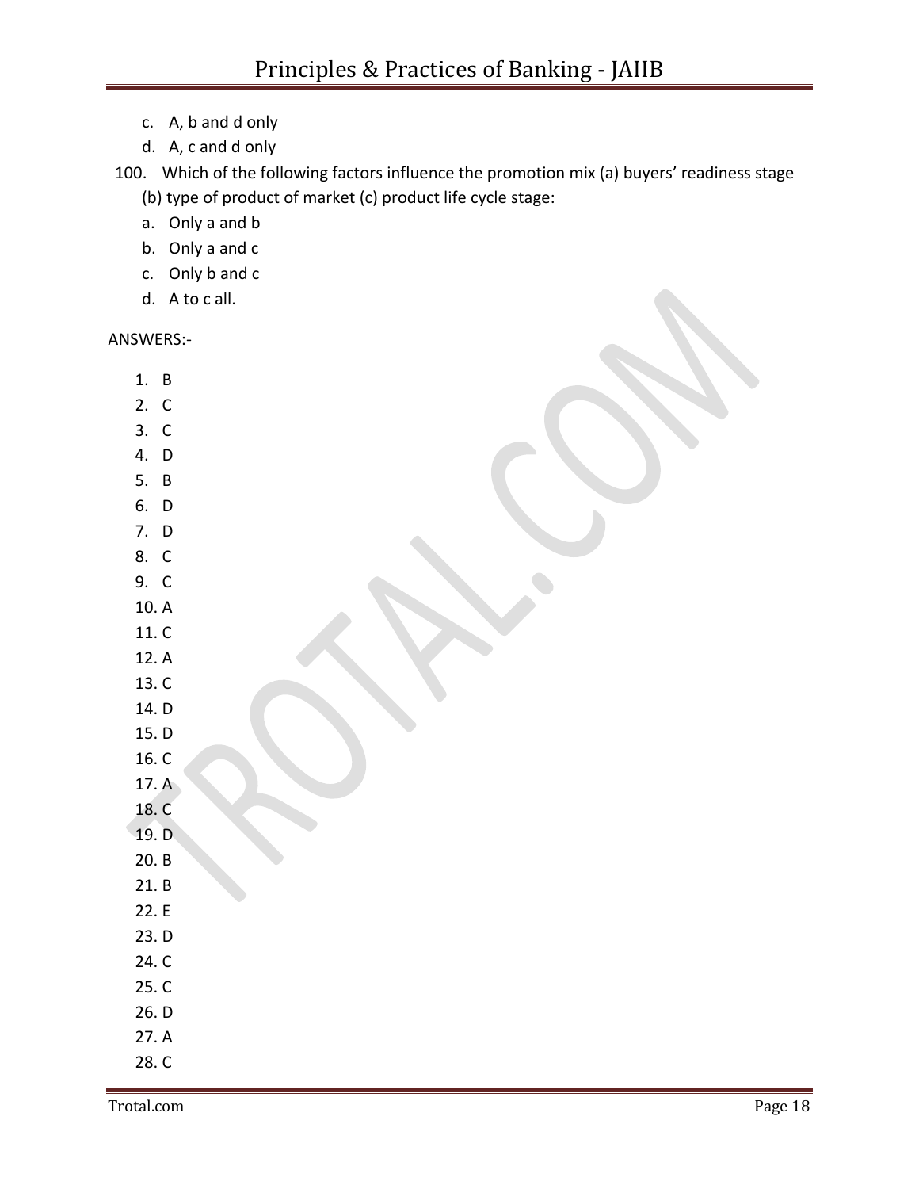c. A, b and d only
d. A, c and d only

100. Which of the following factors influence the promotion mix (a) buyers' readiness stage (b) type of product of market (c) product life cycle stage:
   a. Only a and b
   b. Only a and c
   c. Only b and c
   d. A to c all.

ANSWERS:-

1. B
2. C
3. C
4. D
5. B
6. D
7. D
8. C
9. C
10. A
11. C
12. A
13. C
14. D
15. D
16. C
17. A
18. C
19. D
20. B
21. B
22. E
23. D
24. C
25. C
26. D
27. A
28. C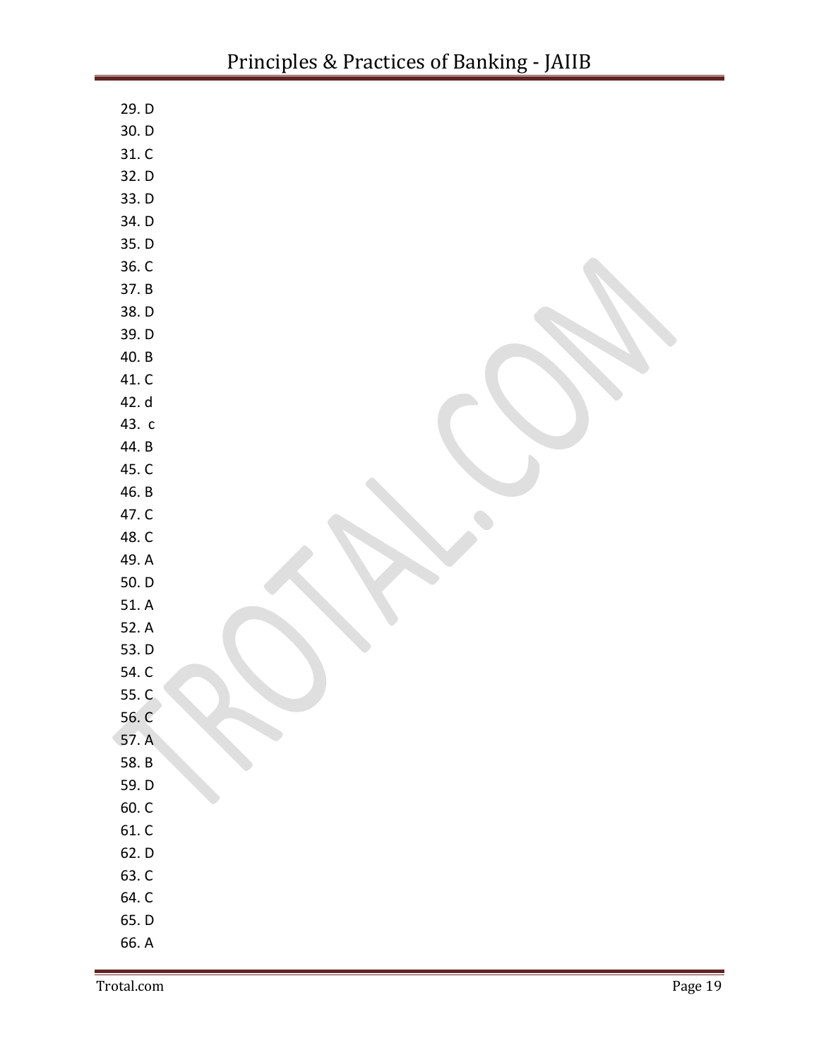29. D
30. D
31. C
32. D
33. D
34. D
35. D
36. C
37. B
38. D
39. D
40. B
41. C
42. d
43. c
44. B
45. C
46. B
47. C
48. C
49. A
50. D
51. A
52. A
53. D
54. C
55. C
56. C
57. A
58. B
59. D
60. C
61. C
62. D
63. C
64. C
65. D
66. A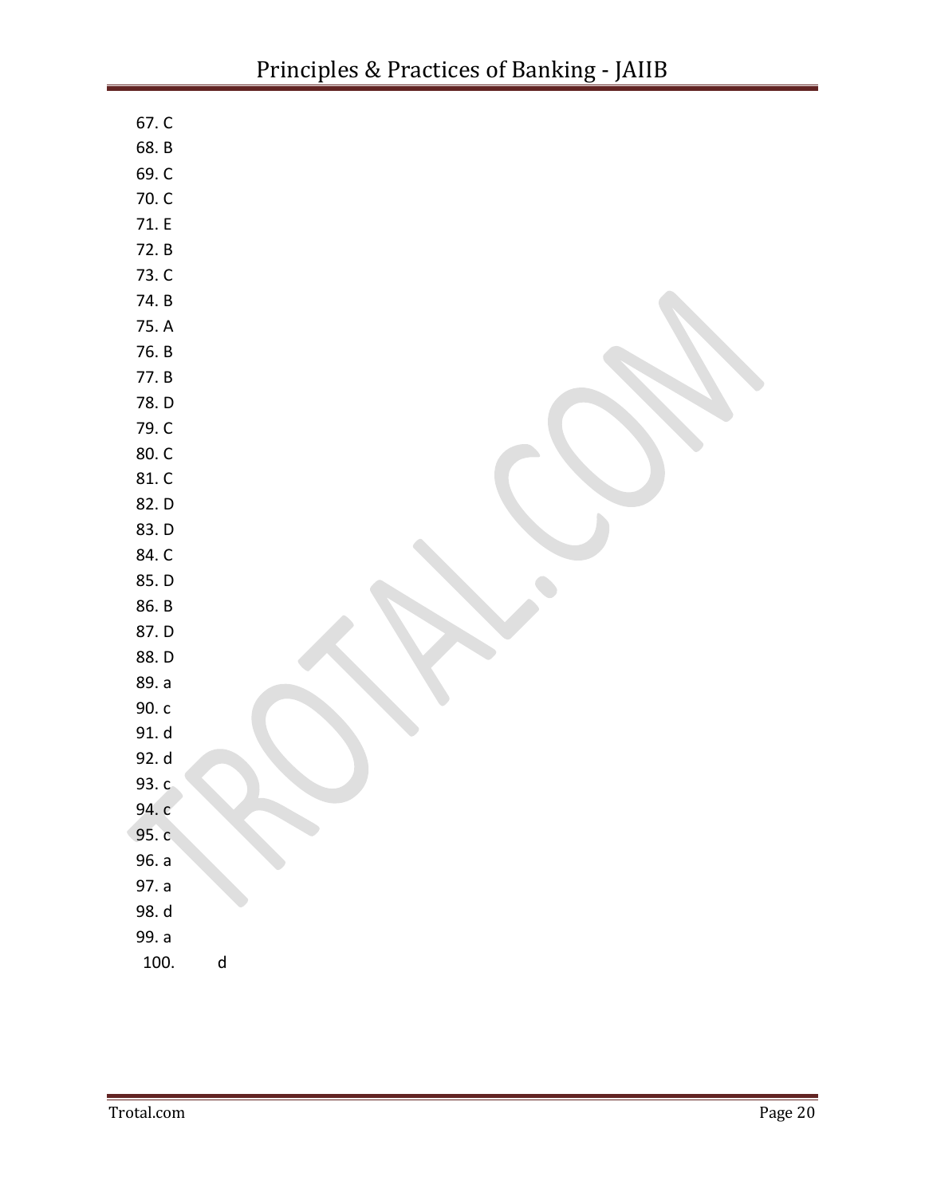67. C
68. B
69. C
70. C
71. E
72. B
73. C
74. B
75. A
76. B
77. B
78. D
79. C
80. C
81. C
82. D
83. D
84. C
85. D
86. B
87. D
88. D
89. a
90. c
91. d
92. d
93. c
94. c
95. c
96. a
97. a
98. d
99. a
100. d